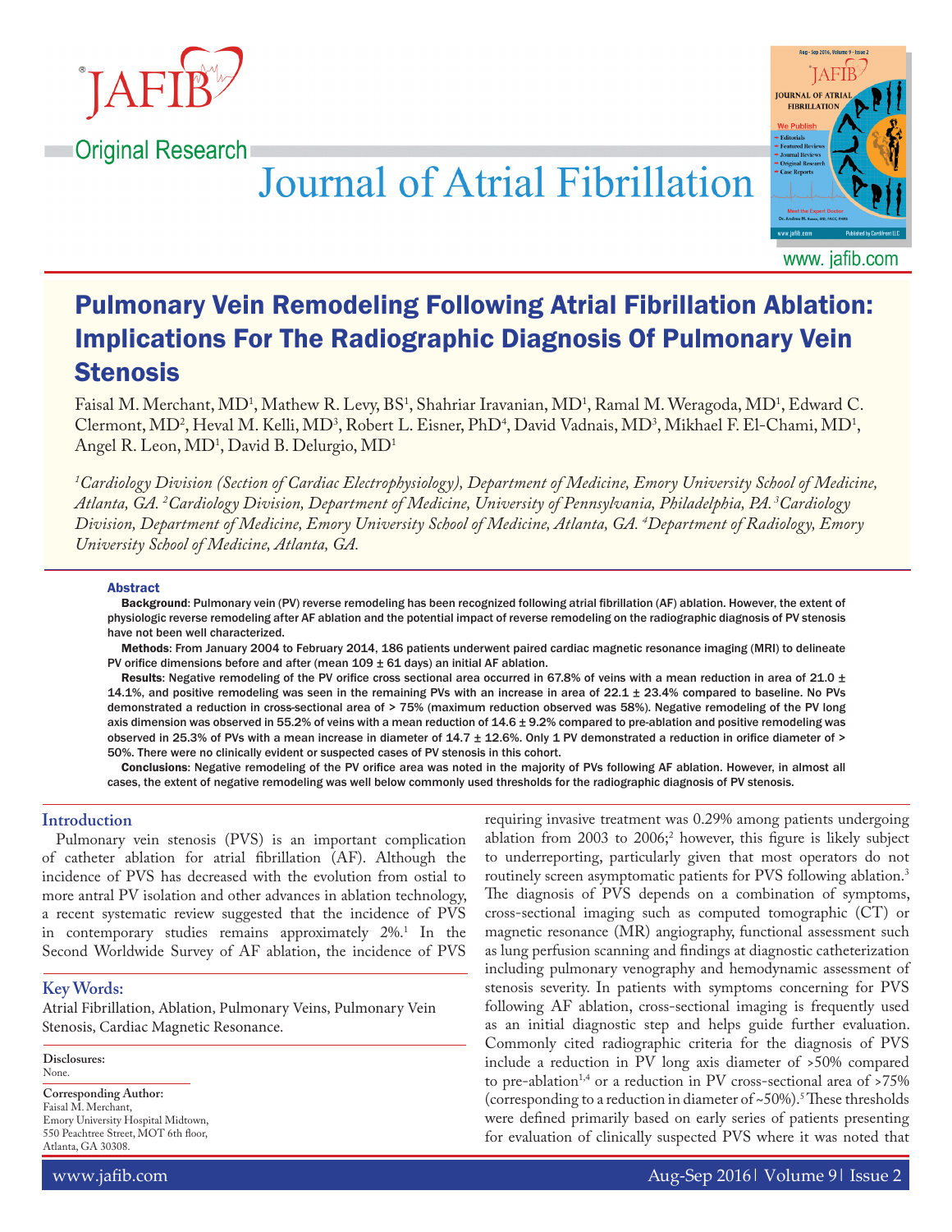Original Research

# Pulmonary Vein Remodeling Following Atrial Fibrillation Ablation: Implications For The Radiographic Diagnosis Of Pulmonary Vein Stenosis

Faisal M. Merchant, MD[1], Mathew R. Levy, BS[1], Shahriar Iravanian, MD[1], Ramal M. Weragoda, MD[1], Edward C. Clermont, MD[2], Heval M. Kelli, MD[3], Robert L. Eisner, PhD[4], David Vadnais, MD[3], Mikhael F. El-Chami, MD[1], Angel R. Leon, MD[1], David B. Delurgio, MD[1]

*[1]Cardiology Division (Section of Cardiac Electrophysiology), Department of Medicine, Emory University School of Medicine, Atlanta, GA. [2]Cardiology Division, Department of Medicine, University of Pennsylvania, Philadelphia, PA. [3]Cardiology Division, Department of Medicine, Emory University School of Medicine, Atlanta, GA. [4]Department of Radiology, Emory University School of Medicine, Atlanta, GA.*

## Abstract

**Background**: Pulmonary vein (PV) reverse remodeling has been recognized following atrial fibrillation (AF) ablation. However, the extent of physiologic reverse remodeling after AF ablation and the potential impact of reverse remodeling on the radiographic diagnosis of PV stenosis have not been well characterized.

**Methods**: From January 2004 to February 2014, 186 patients underwent paired cardiac magnetic resonance imaging (MRI) to delineate PV orifice dimensions before and after (mean 109 ± 61 days) an initial AF ablation.

**Results**: Negative remodeling of the PV orifice cross sectional area occurred in 67.8% of veins with a mean reduction in area of 21.0 ± 14.1%, and positive remodeling was seen in the remaining PVs with an increase in area of 22.1 ± 23.4% compared to baseline. No PVs demonstrated a reduction in cross-sectional area of > 75% (maximum reduction observed was 58%). Negative remodeling of the PV long axis dimension was observed in 55.2% of veins with a mean reduction of 14.6 ± 9.2% compared to pre-ablation and positive remodeling was observed in 25.3% of PVs with a mean increase in diameter of 14.7 ± 12.6%. Only 1 PV demonstrated a reduction in orifice diameter of > 50%. There were no clinically evident or suspected cases of PV stenosis in this cohort.

**Conclusions**: Negative remodeling of the PV orifice area was noted in the majority of PVs following AF ablation. However, in almost all cases, the extent of negative remodeling was well below commonly used thresholds for the radiographic diagnosis of PV stenosis.

## Introduction

Pulmonary vein stenosis (PVS) is an important complication of catheter ablation for atrial fibrillation (AF). Although the incidence of PVS has decreased with the evolution from ostial to more antral PV isolation and other advances in ablation technology, a recent systematic review suggested that the incidence of PVS in contemporary studies remains approximately 2%.[1] In the Second Worldwide Survey of AF ablation, the incidence of PVS requiring invasive treatment was 0.29% among patients undergoing ablation from 2003 to 2006;[2] however, this figure is likely subject to underreporting, particularly given that most operators do not routinely screen asymptomatic patients for PVS following ablation.[3] The diagnosis of PVS depends on a combination of symptoms, cross-sectional imaging such as computed tomographic (CT) or magnetic resonance (MR) angiography, functional assessment such as lung perfusion scanning and findings at diagnostic catheterization including pulmonary venography and hemodynamic assessment of stenosis severity. In patients with symptoms concerning for PVS following AF ablation, cross-sectional imaging is frequently used as an initial diagnostic step and helps guide further evaluation. Commonly cited radiographic criteria for the diagnosis of PVS include a reduction in PV long axis diameter of >50% compared to pre-ablation[1,4] or a reduction in PV cross-sectional area of >75% (corresponding to a reduction in diameter of ~50%).[5] These thresholds were defined primarily based on early series of patients presenting for evaluation of clinically suspected PVS where it was noted that

## Key Words:

Atrial Fibrillation, Ablation, Pulmonary Veins, Pulmonary Vein Stenosis, Cardiac Magnetic Resonance.

**Disclosures:**
None.

**Corresponding Author:**
Faisal M. Merchant,
Emory University Hospital Midtown,
550 Peachtree Street, MOT 6th floor,
Atlanta, GA 30308.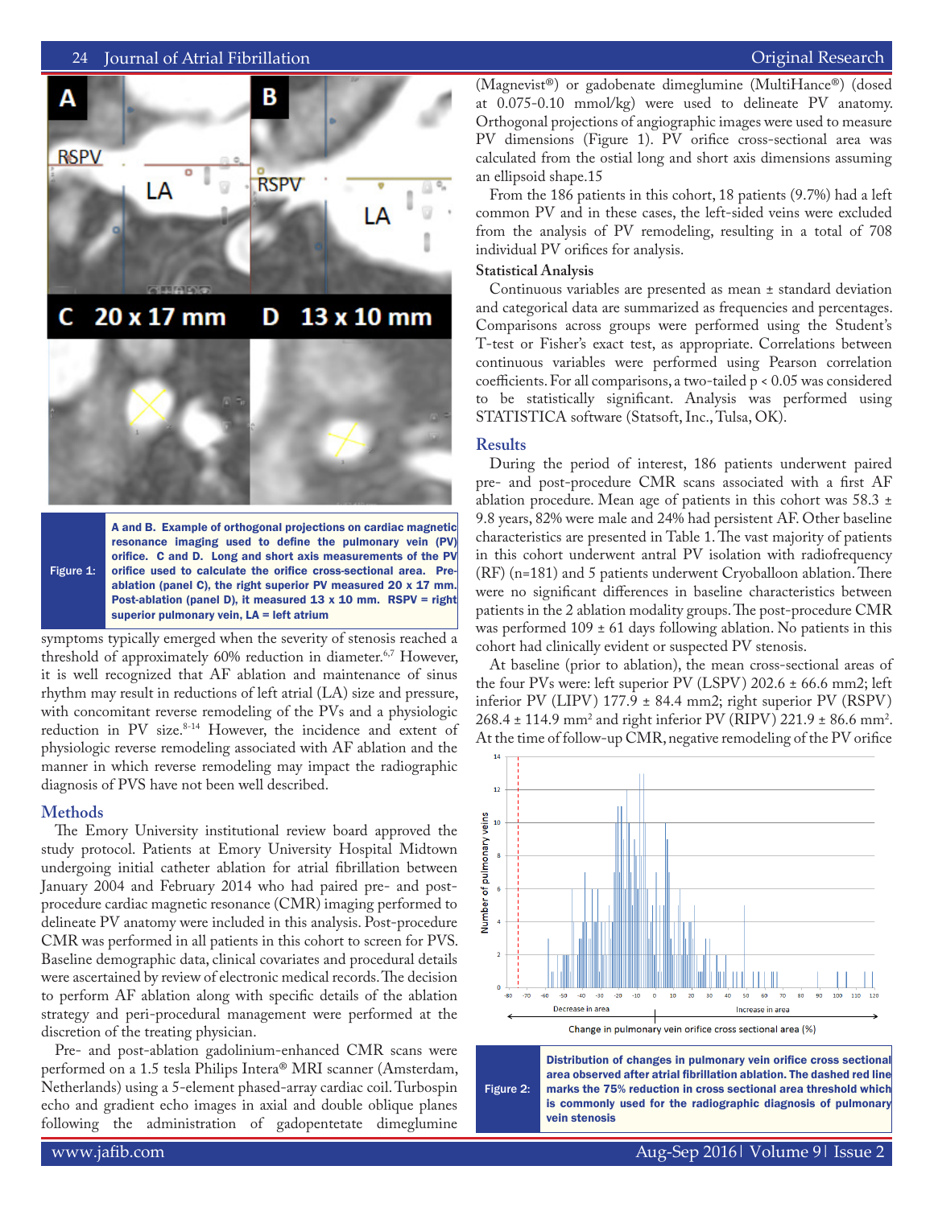Figure 1: A and B. Example of orthogonal projections on cardiac magnetic resonance imaging used to define the pulmonary vein (PV) orifice. C and D. Long and short axis measurements of the PV orifice used to calculate the orifice cross-sectional area. Pre-ablation (panel C), the right superior PV measured 20 x 17 mm. Post-ablation (panel D), it measured 13 x 10 mm. RSPV = right superior pulmonary vein, LA = left atrium

symptoms typically emerged when the severity of stenosis reached a threshold of approximately 60% reduction in diameter.[6,7] However, it is well recognized that AF ablation and maintenance of sinus rhythm may result in reductions of left atrial (LA) size and pressure, with concomitant reverse remodeling of the PVs and a physiologic reduction in PV size.[8-14] However, the incidence and extent of physiologic reverse remodeling associated with AF ablation and the manner in which reverse remodeling may impact the radiographic diagnosis of PVS have not been well described.

## Methods

The Emory University institutional review board approved the study protocol. Patients at Emory University Hospital Midtown undergoing initial catheter ablation for atrial fibrillation between January 2004 and February 2014 who had paired pre- and post-procedure cardiac magnetic resonance (CMR) imaging performed to delineate PV anatomy were included in this analysis. Post-procedure CMR was performed in all patients in this cohort to screen for PVS. Baseline demographic data, clinical covariates and procedural details were ascertained by review of electronic medical records. The decision to perform AF ablation along with specific details of the ablation strategy and peri-procedural management were performed at the discretion of the treating physician.

Pre- and post-ablation gadolinium-enhanced CMR scans were performed on a 1.5 tesla Philips Intera® MRI scanner (Amsterdam, Netherlands) using a 5-element phased-array cardiac coil. Turbospin echo and gradient echo images in axial and double oblique planes following the administration of gadopentetate dimeglumine (Magnevist®) or gadobenate dimeglumine (MultiHance®) (dosed at 0.075-0.10 mmol/kg) were used to delineate PV anatomy. Orthogonal projections of angiographic images were used to measure PV dimensions (Figure 1). PV orifice cross-sectional area was calculated from the ostial long and short axis dimensions assuming an ellipsoid shape.15

From the 186 patients in this cohort, 18 patients (9.7%) had a left common PV and in these cases, the left-sided veins were excluded from the analysis of PV remodeling, resulting in a total of 708 individual PV orifices for analysis.

### Statistical Analysis

Continuous variables are presented as mean ± standard deviation and categorical data are summarized as frequencies and percentages. Comparisons across groups were performed using the Student's T-test or Fisher's exact test, as appropriate. Correlations between continuous variables were performed using Pearson correlation coefficients. For all comparisons, a two-tailed $p < 0.05$ was considered to be statistically significant. Analysis was performed using STATISTICA software (Statsoft, Inc., Tulsa, OK).

## Results

During the period of interest, 186 patients underwent paired pre- and post-procedure CMR scans associated with a first AF ablation procedure. Mean age of patients in this cohort was 58.3 ± 9.8 years, 82% were male and 24% had persistent AF. Other baseline characteristics are presented in Table 1. The vast majority of patients in this cohort underwent antral PV isolation with radiofrequency (RF) (n=181) and 5 patients underwent Cryoballoon ablation. There were no significant differences in baseline characteristics between patients in the 2 ablation modality groups. The post-procedure CMR was performed 109 ± 61 days following ablation. No patients in this cohort had clinically evident or suspected PV stenosis.

At baseline (prior to ablation), the mean cross-sectional areas of the four PVs were: left superior PV (LSPV) 202.6 ± 66.6 mm2; left inferior PV (LIPV) 177.9 ± 84.4 mm2; right superior PV (RSPV) 268.4 ± 114.9 $mm^2$ and right inferior PV (RIPV) 221.9 ± 86.6 $mm^2$. At the time of follow-up CMR, negative remodeling of the PV orifice

Figure 2: Distribution of changes in pulmonary vein orifice cross sectional area observed after atrial fibrillation ablation. The dashed red line marks the 75% reduction in cross sectional area threshold which is commonly used for the radiographic diagnosis of pulmonary vein stenosis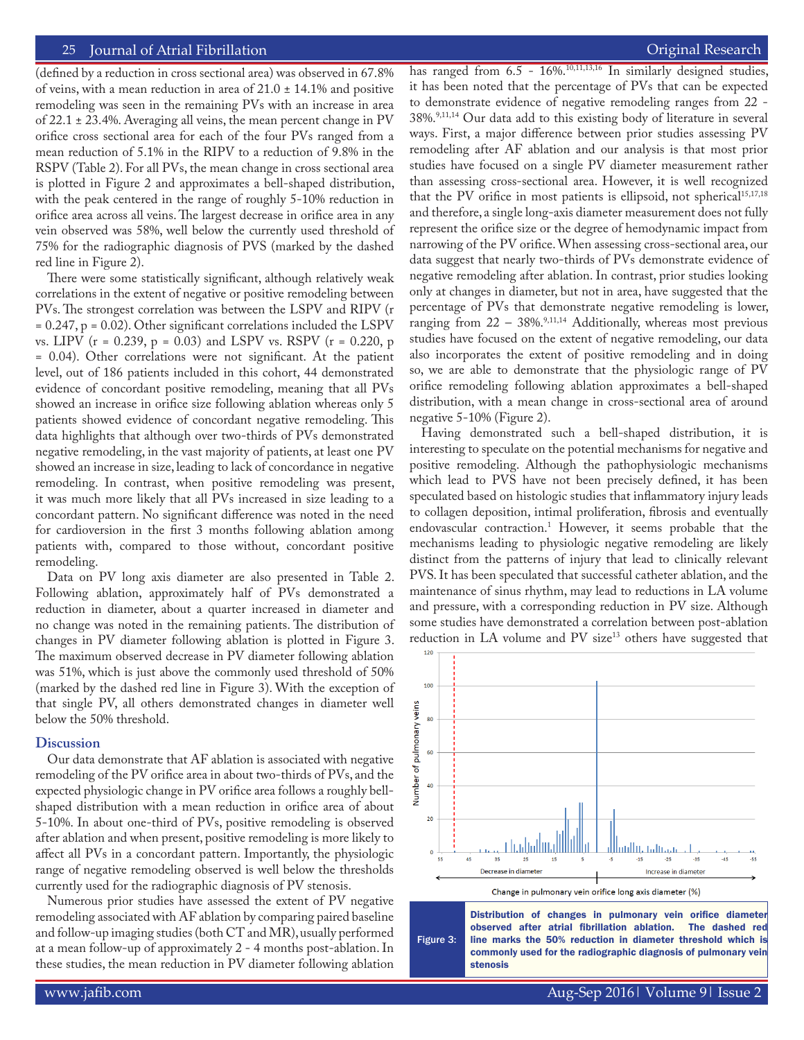(defined by a reduction in cross sectional area) was observed in 67.8% of veins, with a mean reduction in area of 21.0 ± 14.1% and positive remodeling was seen in the remaining PVs with an increase in area of 22.1 ± 23.4%. Averaging all veins, the mean percent change in PV orifice cross sectional area for each of the four PVs ranged from a mean reduction of 5.1% in the RIPV to a reduction of 9.8% in the RSPV (Table 2). For all PVs, the mean change in cross sectional area is plotted in Figure 2 and approximates a bell-shaped distribution, with the peak centered in the range of roughly 5-10% reduction in orifice area across all veins. The largest decrease in orifice area in any vein observed was 58%, well below the currently used threshold of 75% for the radiographic diagnosis of PVS (marked by the dashed red line in Figure 2).

There were some statistically significant, although relatively weak correlations in the extent of negative or positive remodeling between PVs. The strongest correlation was between the LSPV and RIPV ($r = 0.247$, $p = 0.02$). Other significant correlations included the LSPV vs. LIPV ($r = 0.239$, $p = 0.03$) and LSPV vs. RSPV ($r = 0.220$, $p = 0.04$). Other correlations were not significant. At the patient level, out of 186 patients included in this cohort, 44 demonstrated evidence of concordant positive remodeling, meaning that all PVs showed an increase in orifice size following ablation whereas only 5 patients showed evidence of concordant negative remodeling. This data highlights that although over two-thirds of PVs demonstrated negative remodeling, in the vast majority of patients, at least one PV showed an increase in size, leading to lack of concordance in negative remodeling. In contrast, when positive remodeling was present, it was much more likely that all PVs increased in size leading to a concordant pattern. No significant difference was noted in the need for cardioversion in the first 3 months following ablation among patients with, compared to those without, concordant positive remodeling.

Data on PV long axis diameter are also presented in Table 2. Following ablation, approximately half of PVs demonstrated a reduction in diameter, about a quarter increased in diameter and no change was noted in the remaining patients. The distribution of changes in PV diameter following ablation is plotted in Figure 3. The maximum observed decrease in PV diameter following ablation was 51%, which is just above the commonly used threshold of 50% (marked by the dashed red line in Figure 3). With the exception of that single PV, all others demonstrated changes in diameter well below the 50% threshold.

## Discussion

Our data demonstrate that AF ablation is associated with negative remodeling of the PV orifice area in about two-thirds of PVs, and the expected physiologic change in PV orifice area follows a roughly bell-shaped distribution with a mean reduction in orifice area of about 5-10%. In about one-third of PVs, positive remodeling is observed after ablation and when present, positive remodeling is more likely to affect all PVs in a concordant pattern. Importantly, the physiologic range of negative remodeling observed is well below the thresholds currently used for the radiographic diagnosis of PV stenosis.

Numerous prior studies have assessed the extent of PV negative remodeling associated with AF ablation by comparing paired baseline and follow-up imaging studies (both CT and MR), usually performed at a mean follow-up of approximately 2 - 4 months post-ablation. In these studies, the mean reduction in PV diameter following ablation has ranged from 6.5 - 16%.[10,11,13,16] In similarly designed studies, it has been noted that the percentage of PVs that can be expected to demonstrate evidence of negative remodeling ranges from 22 - 38%.[9,11,14] Our data add to this existing body of literature in several ways. First, a major difference between prior studies assessing PV remodeling after AF ablation and our analysis is that most prior studies have focused on a single PV diameter measurement rather than assessing cross-sectional area. However, it is well recognized that the PV orifice in most patients is ellipsoid, not spherical[15,17,18] and therefore, a single long-axis diameter measurement does not fully represent the orifice size or the degree of hemodynamic impact from narrowing of the PV orifice. When assessing cross-sectional area, our data suggest that nearly two-thirds of PVs demonstrate evidence of negative remodeling after ablation. In contrast, prior studies looking only at changes in diameter, but not in area, have suggested that the percentage of PVs that demonstrate negative remodeling is lower, ranging from 22 – 38%.[9,11,14] Additionally, whereas most previous studies have focused on the extent of negative remodeling, our data also incorporates the extent of positive remodeling and in doing so, we are able to demonstrate that the physiologic range of PV orifice remodeling following ablation approximates a bell-shaped distribution, with a mean change in cross-sectional area of around negative 5-10% (Figure 2).

Having demonstrated such a bell-shaped distribution, it is interesting to speculate on the potential mechanisms for negative and positive remodeling. Although the pathophysiologic mechanisms which lead to PVS have not been precisely defined, it has been speculated based on histologic studies that inflammatory injury leads to collagen deposition, intimal proliferation, fibrosis and eventually endovascular contraction.[1] However, it seems probable that the mechanisms leading to physiologic negative remodeling are likely distinct from the patterns of injury that lead to clinically relevant PVS. It has been speculated that successful catheter ablation, and the maintenance of sinus rhythm, may lead to reductions in LA volume and pressure, with a corresponding reduction in PV size. Although some studies have demonstrated a correlation between post-ablation reduction in LA volume and PV size[13] others have suggested that

Figure 3: Distribution of changes in pulmonary vein orifice diameter observed after atrial fibrillation ablation. The dashed red line marks the 50% reduction in diameter threshold which is commonly used for the radiographic diagnosis of pulmonary vein stenosis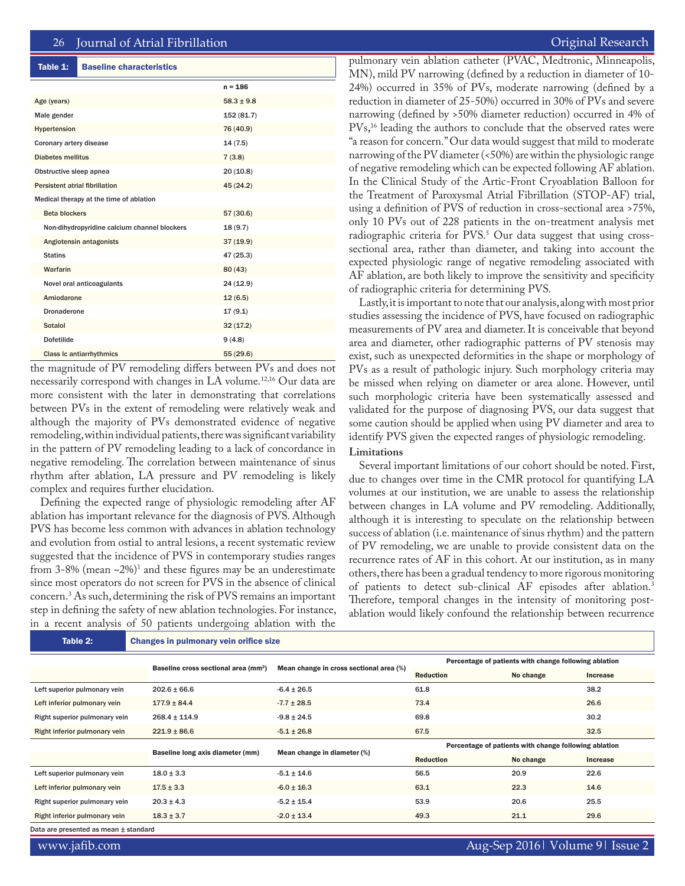**Table 1: Baseline characteristics**

| | n = 186 |
|---|---|
| Age (years) | 58.3 ± 9.8 |
| Male gender | 152 (81.7) |
| Hypertension | 76 (40.9) |
| Coronary artery disease | 14 (7.5) |
| Diabetes mellitus | 7 (3.8) |
| Obstructive sleep apnea | 20 (10.8) |
| Persistent atrial fibrillation | 45 (24.2) |
| Medical therapy at the time of ablation | |
| Beta blockers | 57 (30.6) |
| Non-dihydropyridine calcium channel blockers | 18 (9.7) |
| Angiotensin antagonists | 37 (19.9) |
| Statins | 47 (25.3) |
| Warfarin | 80 (43) |
| Novel oral anticoagulants | 24 (12.9) |
| Amiodarone | 12 (6.5) |
| Dronaderone | 17 (9.1) |
| Sotalol | 32 (17.2) |
| Dofetilide | 9 (4.8) |
| Class Ic antiarrhythmics | 55 (29.6) |

the magnitude of PV remodeling differs between PVs and does not necessarily correspond with changes in LA volume.[12,16] Our data are more consistent with the later in demonstrating that correlations between PVs in the extent of remodeling were relatively weak and although the majority of PVs demonstrated evidence of negative remodeling, within individual patients, there was significant variability in the pattern of PV remodeling leading to a lack of concordance in negative remodeling. The correlation between maintenance of sinus rhythm after ablation, LA pressure and PV remodeling is likely complex and requires further elucidation.

Defining the expected range of physiologic remodeling after AF ablation has important relevance for the diagnosis of PVS. Although PVS has become less common with advances in ablation technology and evolution from ostial to antral lesions, a recent systematic review suggested that the incidence of PVS in contemporary studies ranges from 3-8% (mean ~2%)[1] and these figures may be an underestimate since most operators do not screen for PVS in the absence of clinical concern.[3] As such, determining the risk of PVS remains an important step in defining the safety of new ablation technologies. For instance, in a recent analysis of 50 patients undergoing ablation with the pulmonary vein ablation catheter (PVAC, Medtronic, Minneapolis, MN), mild PV narrowing (defined by a reduction in diameter of 10-24%) occurred in 35% of PVs, moderate narrowing (defined by a reduction in diameter of 25-50%) occurred in 30% of PVs and severe narrowing (defined by >50% diameter reduction) occurred in 4% of PVs,[16] leading the authors to conclude that the observed rates were "a reason for concern." Our data would suggest that mild to moderate narrowing of the PV diameter (<50%) are within the physiologic range of negative remodeling which can be expected following AF ablation. In the Clinical Study of the Artic-Front Cryoablation Balloon for the Treatment of Paroxysmal Atrial Fibrillation (STOP-AF) trial, using a definition of PVS of reduction in cross-sectional area >75%, only 10 PVs out of 228 patients in the on-treatment analysis met radiographic criteria for PVS.[5] Our data suggest that using cross-sectional area, rather than diameter, and taking into account the expected physiologic range of negative remodeling associated with AF ablation, are both likely to improve the sensitivity and specificity of radiographic criteria for determining PVS.

Lastly, it is important to note that our analysis, along with most prior studies assessing the incidence of PVS, have focused on radiographic measurements of PV area and diameter. It is conceivable that beyond area and diameter, other radiographic patterns of PV stenosis may exist, such as unexpected deformities in the shape or morphology of PVs as a result of pathologic injury. Such morphology criteria may be missed when relying on diameter or area alone. However, until such morphologic criteria have been systematically assessed and validated for the purpose of diagnosing PVS, our data suggest that some caution should be applied when using PV diameter and area to identify PVS given the expected ranges of physiologic remodeling.

### Limitations

Several important limitations of our cohort should be noted. First, due to changes over time in the CMR protocol for quantifying LA volumes at our institution, we are unable to assess the relationship between changes in LA volume and PV remodeling. Additionally, although it is interesting to speculate on the relationship between success of ablation (i.e. maintenance of sinus rhythm) and the pattern of PV remodeling, we are unable to provide consistent data on the recurrence rates of AF in this cohort. At our institution, as in many others, there has been a gradual tendency to more rigorous monitoring of patients to detect sub-clinical AF episodes after ablation.[3] Therefore, temporal changes in the intensity of monitoring post-ablation would likely confound the relationship between recurrence

**Table 2: Changes in pulmonary vein orifice size**

| | Baseline cross sectional area (mm²) | Mean change in cross sectional area (%) | Percentage of patients with change following ablation | | |
|---|---|---|---|---|---|
| | | | Reduction | No change | Increase |
| Left superior pulmonary vein | 202.6 ± 66.6 | -6.4 ± 26.5 | 61.8 | | 38.2 |
| Left inferior pulmonary vein | 177.9 ± 84.4 | -7.7 ± 28.5 | 73.4 | | 26.6 |
| Right superior pulmonary vein | 268.4 ± 114.9 | -9.8 ± 24.5 | 69.8 | | 30.2 |
| Right inferior pulmonary vein | 221.9 ± 86.6 | -5.1 ± 26.8 | 67.5 | | 32.5 |
| | **Baseline long axis diameter (mm)** | **Mean change in diameter (%)** | **Percentage of patients with change following ablation** | | |
| | | | **Reduction** | **No change** | **Increase** |
| Left superior pulmonary vein | 18.0 ± 3.3 | -5.1 ± 14.6 | 56.5 | 20.9 | 22.6 |
| Left inferior pulmonary vein | 17.5 ± 3.3 | -6.0 ± 16.3 | 63.1 | 22.3 | 14.6 |
| Right superior pulmonary vein | 20.3 ± 4.3 | -5.2 ± 15.4 | 53.9 | 20.6 | 25.5 |
| Right inferior pulmonary vein | 18.3 ± 3.7 | -2.0 ± 13.4 | 49.3 | 21.1 | 29.6 |

Data are presented as mean ± standard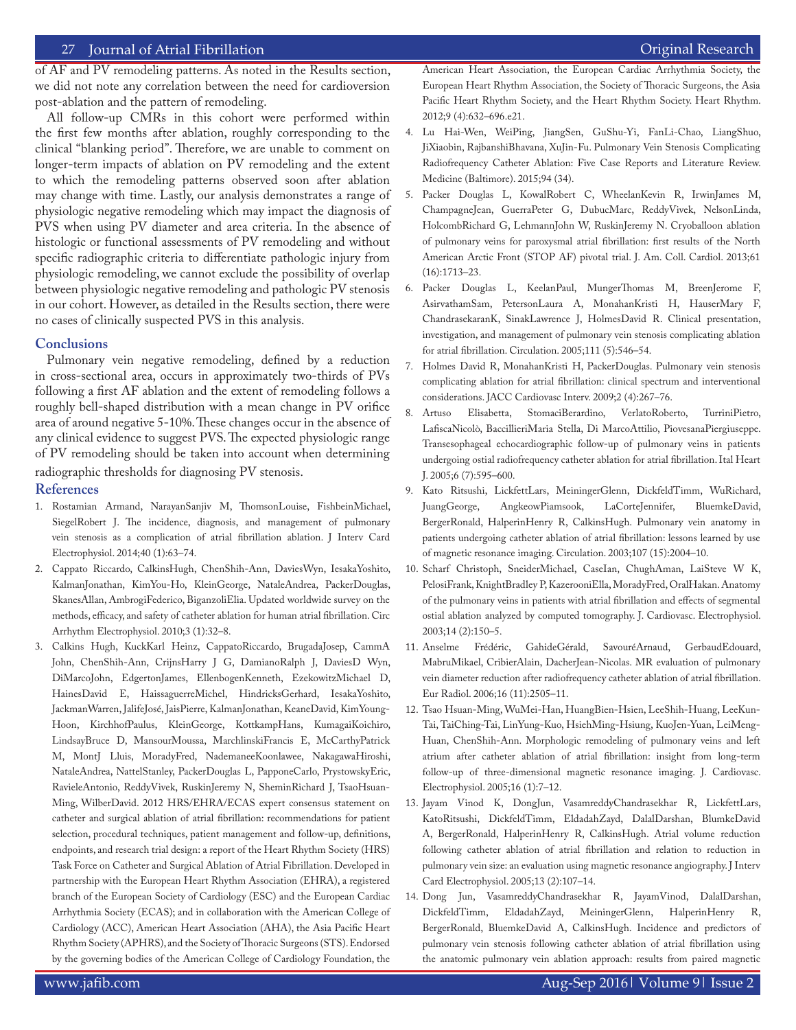of AF and PV remodeling patterns. As noted in the Results section, we did not note any correlation between the need for cardioversion post-ablation and the pattern of remodeling.

All follow-up CMRs in this cohort were performed within the first few months after ablation, roughly corresponding to the clinical "blanking period". Therefore, we are unable to comment on longer-term impacts of ablation on PV remodeling and the extent to which the remodeling patterns observed soon after ablation may change with time. Lastly, our analysis demonstrates a range of physiologic negative remodeling which may impact the diagnosis of PVS when using PV diameter and area criteria. In the absence of histologic or functional assessments of PV remodeling and without specific radiographic criteria to differentiate pathologic injury from physiologic remodeling, we cannot exclude the possibility of overlap between physiologic negative remodeling and pathologic PV stenosis in our cohort. However, as detailed in the Results section, there were no cases of clinically suspected PVS in this analysis.

## Conclusions

Pulmonary vein negative remodeling, defined by a reduction in cross-sectional area, occurs in approximately two-thirds of PVs following a first AF ablation and the extent of remodeling follows a roughly bell-shaped distribution with a mean change in PV orifice area of around negative 5-10%. These changes occur in the absence of any clinical evidence to suggest PVS. The expected physiologic range of PV remodeling should be taken into account when determining radiographic thresholds for diagnosing PV stenosis.

## References

1. Rostamian Armand, NarayanSanjiv M, ThomsonLouise, FishbeinMichael, SiegelRobert J. The incidence, diagnosis, and management of pulmonary vein stenosis as a complication of atrial fibrillation ablation. J Interv Card Electrophysiol. 2014;40 (1):63–74.
2. Cappato Riccardo, CalkinsHugh, ChenShih-Ann, DaviesWyn, IesakaYoshito, KalmanJonathan, KimYou-Ho, KleinGeorge, NataleAndrea, PackerDouglas, SkanesAllan, AmbrogiFederico, BiganzoliElia. Updated worldwide survey on the methods, efficacy, and safety of catheter ablation for human atrial fibrillation. Circ Arrhythm Electrophysiol. 2010;3 (1):32–8.
3. Calkins Hugh, KuckKarl Heinz, CappatoRiccardo, BrugadaJosep, CammA John, ChenShih-Ann, CrijnsHarry J G, DamianoRalph J, DaviesD Wyn, DiMarcoJohn, EdgertonJames, EllenbogenKenneth, EzekowitzMichael D, HainesDavid E, HaissaguerreMichel, HindricksGerhard, IesakaYoshito, JackmanWarren, JalifeJosé, JaisPierre, KalmanJonathan, KeaneDavid, KimYoung-Hoon, KirchhofPaulus, KleinGeorge, KottkampHans, KumagaiKoichiro, LindsayBruce D, MansourMoussa, MarchlinskiFrancis E, McCarthyPatrick M, MontJ Lluis, MoradyFred, NademaneeKoonlawee, NakagawaHiroshi, NataleAndrea, NattelStanley, PackerDouglas L, PapponeCarlo, PrystowskyEric, RavieleAntonio, ReddyVivek, RuskinJeremy N, SheminRichard J, TsaoHsuan-Ming, WilberDavid. 2012 HRS/EHRA/ECAS expert consensus statement on catheter and surgical ablation of atrial fibrillation: recommendations for patient selection, procedural techniques, patient management and follow-up, definitions, endpoints, and research trial design: a report of the Heart Rhythm Society (HRS) Task Force on Catheter and Surgical Ablation of Atrial Fibrillation. Developed in partnership with the European Heart Rhythm Association (EHRA), a registered branch of the European Society of Cardiology (ESC) and the European Cardiac Arrhythmia Society (ECAS); and in collaboration with the American College of Cardiology (ACC), American Heart Association (AHA), the Asia Pacific Heart Rhythm Society (APHRS), and the Society of Thoracic Surgeons (STS). Endorsed by the governing bodies of the American College of Cardiology Foundation, the American Heart Association, the European Cardiac Arrhythmia Society, the European Heart Rhythm Association, the Society of Thoracic Surgeons, the Asia Pacific Heart Rhythm Society, and the Heart Rhythm Society. Heart Rhythm. 2012;9 (4):632–696.e21.
4. Lu Hai-Wen, WeiPing, JiangSen, GuShu-Yi, FanLi-Chao, LiangShuo, JiXiaobin, RajbanshiBhavana, XuJin-Fu. Pulmonary Vein Stenosis Complicating Radiofrequency Catheter Ablation: Five Case Reports and Literature Review. Medicine (Baltimore). 2015;94 (34).
5. Packer Douglas L, KowalRobert C, WheelanKevin R, IrwinJames M, ChampagneJean, GuerraPeter G, DubucMarc, ReddyVivek, NelsonLinda, HolcombRichard G, LehmannJohn W, RuskinJeremy N. Cryoballoon ablation of pulmonary veins for paroxysmal atrial fibrillation: first results of the North American Arctic Front (STOP AF) pivotal trial. J. Am. Coll. Cardiol. 2013;61 (16):1713–23.
6. Packer Douglas L, KeelanPaul, MungerThomas M, BreenJerome F, AsirvathamSam, PetersonLaura A, MonahanKristi H, HauserMary F, ChandrasekaranK, SinakLawrence J, HolmesDavid R. Clinical presentation, investigation, and management of pulmonary vein stenosis complicating ablation for atrial fibrillation. Circulation. 2005;111 (5):546–54.
7. Holmes David R, MonahanKristi H, PackerDouglas. Pulmonary vein stenosis complicating ablation for atrial fibrillation: clinical spectrum and interventional considerations. JACC Cardiovasc Interv. 2009;2 (4):267–76.
8. Artuso Elisabetta, StomaciBerardino, VerlatoRoberto, TurriniPietro, LafiscaNicolò, BacchillieriMaria Stella, Di MarcoAttilio, PiovesanaPiergiuseppe. Transesophageal echocardiographic follow-up of pulmonary veins in patients undergoing ostial radiofrequency catheter ablation for atrial fibrillation. Ital Heart J. 2005;6 (7):595–600.
9. Kato Ritsushi, LickfettLars, MeiningerGlenn, DickfeldTimm, WuRichard, JuangGeorge, AngkeowPiamsook, LaCorteJennifer, BluemkeDavid, BergerRonald, HalperinHenry R, CalkinsHugh. Pulmonary vein anatomy in patients undergoing catheter ablation of atrial fibrillation: lessons learned by use of magnetic resonance imaging. Circulation. 2003;107 (15):2004–10.
10. Scharf Christoph, SneiderMichael, CaseIan, ChughAman, LaiSteve W K, PelosiFrank, KnightBradley P, KazerooniElla, MoradyFred, OralHakan. Anatomy of the pulmonary veins in patients with atrial fibrillation and effects of segmental ostial ablation analyzed by computed tomography. J. Cardiovasc. Electrophysiol. 2003;14 (2):150–5.
11. Anselme Frédéric, GahideGérald, SavouréArnaud, GerbaudEdouard, MabruMikael, CribierAlain, DacherJean-Nicolas. MR evaluation of pulmonary vein diameter reduction after radiofrequency catheter ablation of atrial fibrillation. Eur Radiol. 2006;16 (11):2505–11.
12. Tsao Hsuan-Ming, WuMei-Han, HuangBien-Hsien, LeeShih-Huang, LeeKun-Tai, TaiChing-Tai, LinYung-Kuo, HsiehMing-Hsiung, KuoJen-Yuan, LeiMeng-Huan, ChenShih-Ann. Morphologic remodeling of pulmonary veins and left atrium after catheter ablation of atrial fibrillation: insight from long-term follow-up of three-dimensional magnetic resonance imaging. J. Cardiovasc. Electrophysiol. 2005;16 (1):7–12.
13. Jayam Vinod K, DongJun, VasamreddyChandrasekhar R, LickfettLars, KatoRitsushi, DickfeldTimm, EldadahZayd, DalalDarshan, BlumkeDavid A, BergerRonald, HalperinHenry R, CalkinsHugh. Atrial volume reduction following catheter ablation of atrial fibrillation and relation to reduction in pulmonary vein size: an evaluation using magnetic resonance angiography. J Interv Card Electrophysiol. 2005;13 (2):107–14.
14. Dong Jun, VasamreddyChandrasekhar R, JayamVinod, DalalDarshan, DickfeldTimm, EldadahZayd, MeiningerGlenn, HalperinHenry R, BergerRonald, BluemkeDavid A, CalkinsHugh. Incidence and predictors of pulmonary vein stenosis following catheter ablation of atrial fibrillation using the anatomic pulmonary vein ablation approach: results from paired magnetic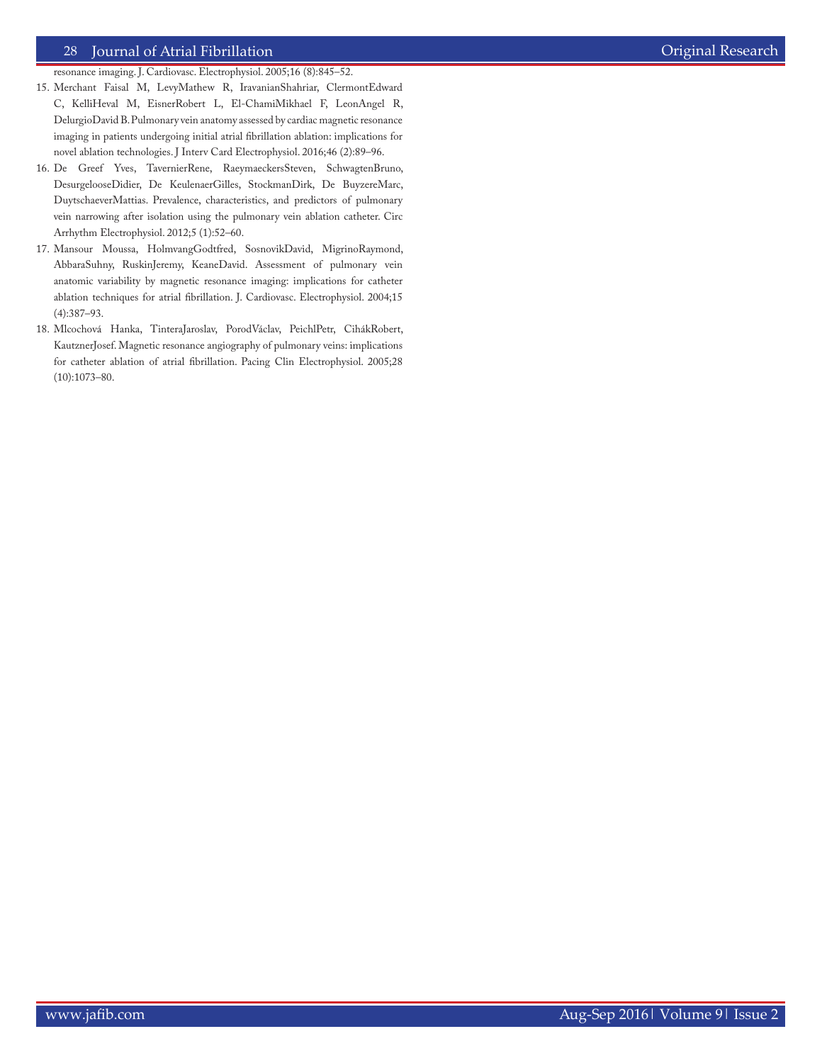resonance imaging. J. Cardiovasc. Electrophysiol. 2005;16 (8):845–52.

15. Merchant Faisal M, LevyMathew R, IravanianShahriar, ClermontEdward C, KelliHeval M, EisnerRobert L, El-ChamiMikhael F, LeonAngel R, DelurgioDavid B. Pulmonary vein anatomy assessed by cardiac magnetic resonance imaging in patients undergoing initial atrial fibrillation ablation: implications for novel ablation technologies. J Interv Card Electrophysiol. 2016;46 (2):89–96.
16. De Greef Yves, TavernierRene, RaeymaeckersSteven, SchwagtenBruno, DesurgelooseDidier, De KeulenaerGilles, StockmanDirk, De BuyzereMarc, DuytschaeverMattias. Prevalence, characteristics, and predictors of pulmonary vein narrowing after isolation using the pulmonary vein ablation catheter. Circ Arrhythm Electrophysiol. 2012;5 (1):52–60.
17. Mansour Moussa, HolmvangGodtfred, SosnovikDavid, MigrinoRaymond, AbbaraSuhny, RuskinJeremy, KeaneDavid. Assessment of pulmonary vein anatomic variability by magnetic resonance imaging: implications for catheter ablation techniques for atrial fibrillation. J. Cardiovasc. Electrophysiol. 2004;15 (4):387–93.
18. Mlcochová Hanka, TinteraJaroslav, PorodVáclav, PeichlPetr, CihákRobert, KautznerJosef. Magnetic resonance angiography of pulmonary veins: implications for catheter ablation of atrial fibrillation. Pacing Clin Electrophysiol. 2005;28 (10):1073–80.